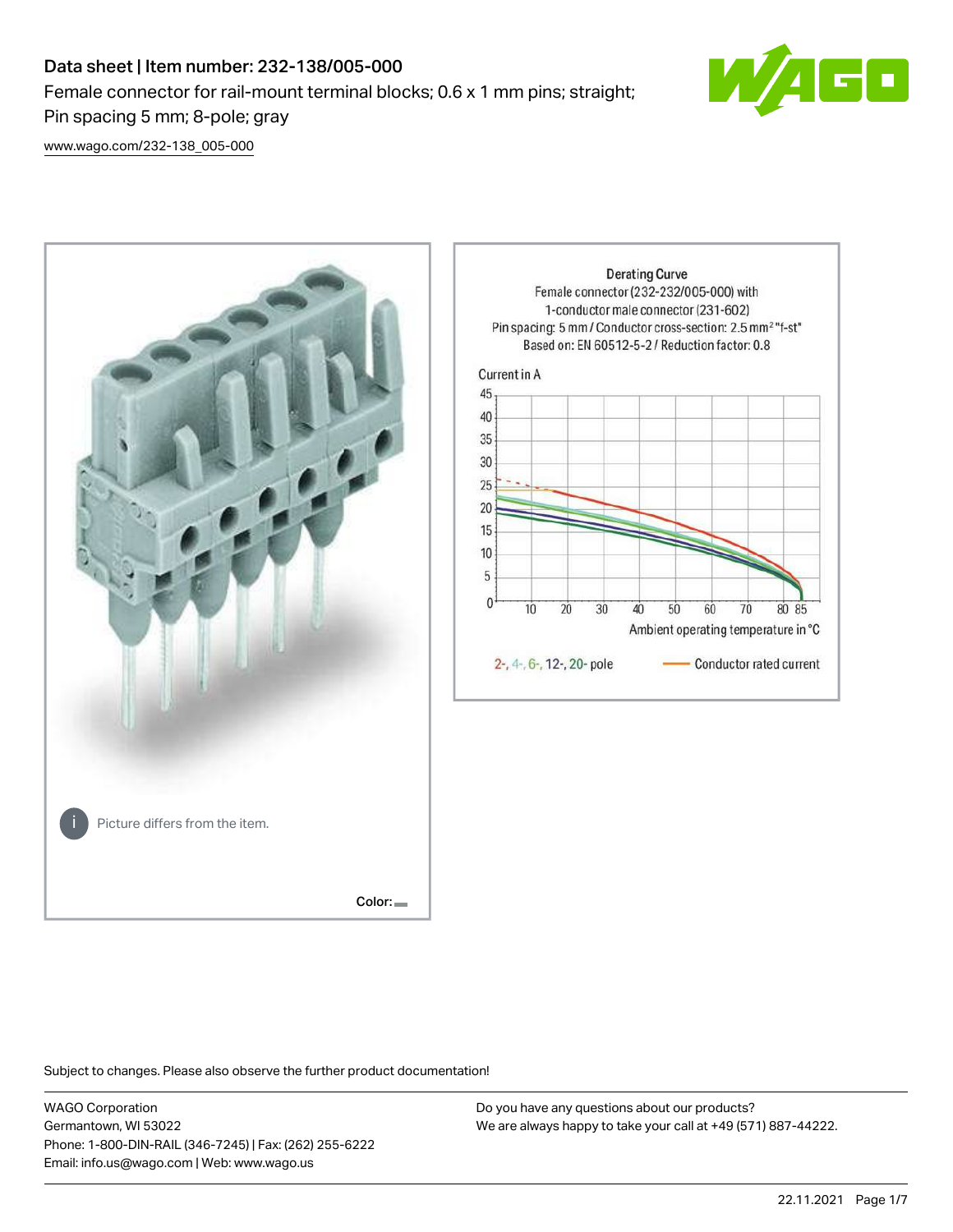# Data sheet | Item number: 232-138/005-000

Female connector for rail-mount terminal blocks; 0.6 x 1 mm pins; straight; Pin spacing 5 mm; 8-pole; gray

www.wago.com/232-138_005-000

Picture differs from the item.

Color:

Derating Curve
Female connector (232-232/005-000) with 1-conductor male connector (231-602)
Pin spacing: 5 mm / Conductor cross-section: 2.5 mm² "f-st"
Based on: EN 60512-5-2 / Reduction factor: 0.8

Current in A

Ambient operating temperature in °C

2-, 4-, 6-, 12-, 20- pole — Conductor rated current

Subject to changes. Please also observe the further product documentation!

WAGO Corporation
Germantown, WI 53022
Phone: 1-800-DIN-RAIL (346-7245) | Fax: (262) 255-6222
Email: info.us@wago.com | Web: www.wago.us

Do you have any questions about our products?
We are always happy to take your call at +49 (571) 887-44222.

22.11.2021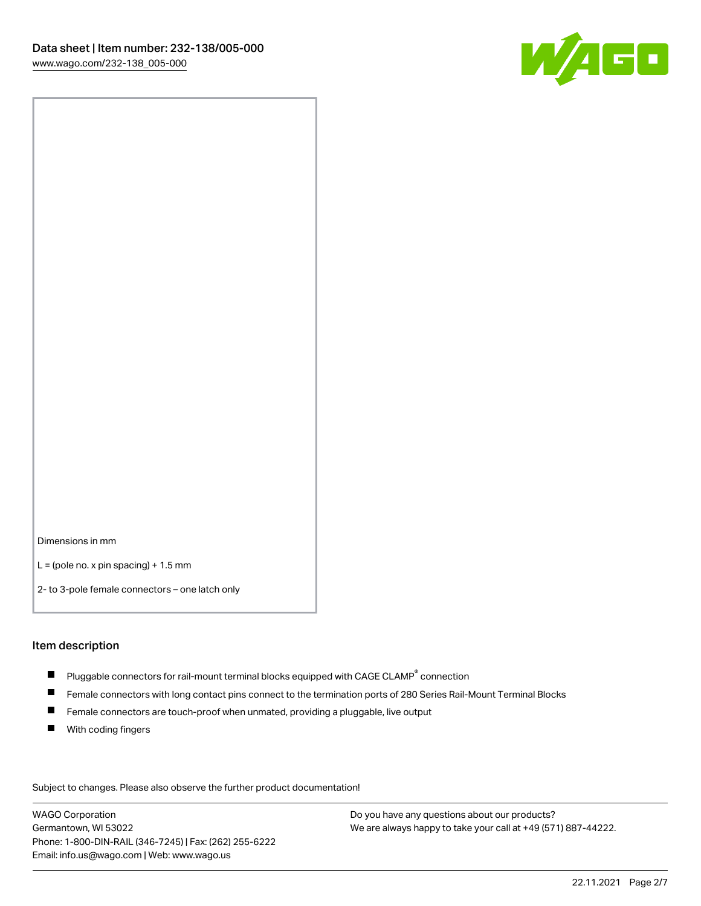Dimensions in mm

L = (pole no. x pin spacing) + 1.5 mm

2- to 3-pole female connectors – one latch only

## Item description

- Pluggable connectors for rail-mount terminal blocks equipped with CAGE CLAMP® connection
- Female connectors with long contact pins connect to the termination ports of 280 Series Rail-Mount Terminal Blocks
- Female connectors are touch-proof when unmated, providing a pluggable, live output
- With coding fingers

Subject to changes. Please also observe the further product documentation!

WAGO Corporation
Germantown, WI 53022
Phone: 1-800-DIN-RAIL (346-7245) | Fax: (262) 255-6222
Email: info.us@wago.com | Web: www.wago.us

Do you have any questions about our products?
We are always happy to take your call at +49 (571) 887-44222.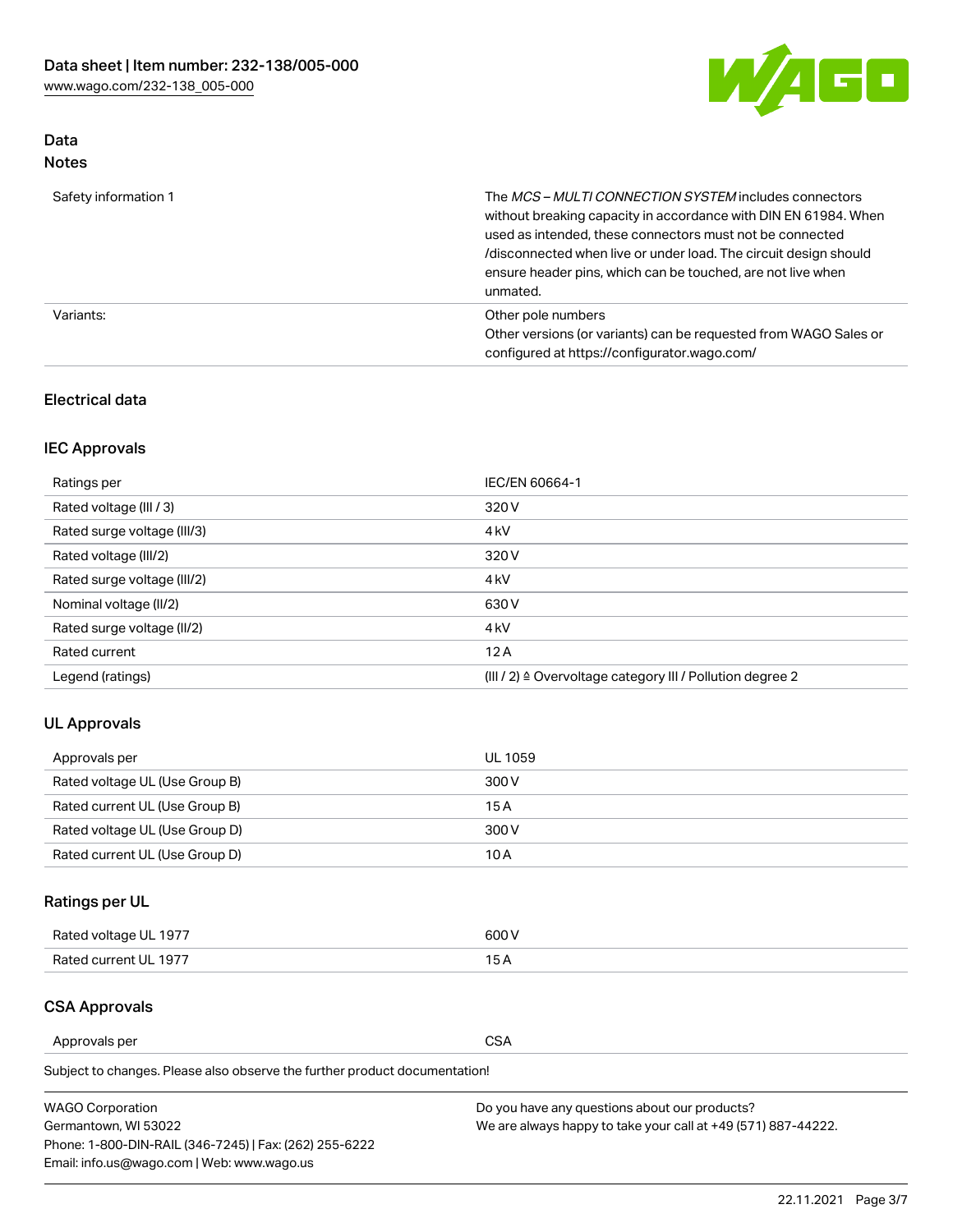## Data
### Notes

| | |
|---|---|
| Safety information 1 | The *MCS – MULTI CONNECTION SYSTEM* includes connectors without breaking capacity in accordance with DIN EN 61984. When used as intended, these connectors must not be connected /disconnected when live or under load. The circuit design should ensure header pins, which can be touched, are not live when unmated. |
| Variants: | Other pole numbers<br>Other versions (or variants) can be requested from WAGO Sales or configured at https://configurator.wago.com/ |

### Electrical data

### IEC Approvals

| | |
|---|---|
| Ratings per | IEC/EN 60664-1 |
| Rated voltage (III / 3) | 320 V |
| Rated surge voltage (III/3) | 4 kV |
| Rated voltage (III/2) | 320 V |
| Rated surge voltage (III/2) | 4 kV |
| Nominal voltage (II/2) | 630 V |
| Rated surge voltage (II/2) | 4 kV |
| Rated current | 12 A |
| Legend (ratings) | (III / 2) ≙ Overvoltage category III / Pollution degree 2 |

### UL Approvals

| | |
|---|---|
| Approvals per | UL 1059 |
| Rated voltage UL (Use Group B) | 300 V |
| Rated current UL (Use Group B) | 15 A |
| Rated voltage UL (Use Group D) | 300 V |
| Rated current UL (Use Group D) | 10 A |

### Ratings per UL

| | |
|---|---|
| Rated voltage UL 1977 | 600 V |
| Rated current UL 1977 | 15 A |

### CSA Approvals

| | |
|---|---|
| Approvals per | CSA |

Subject to changes. Please also observe the further product documentation!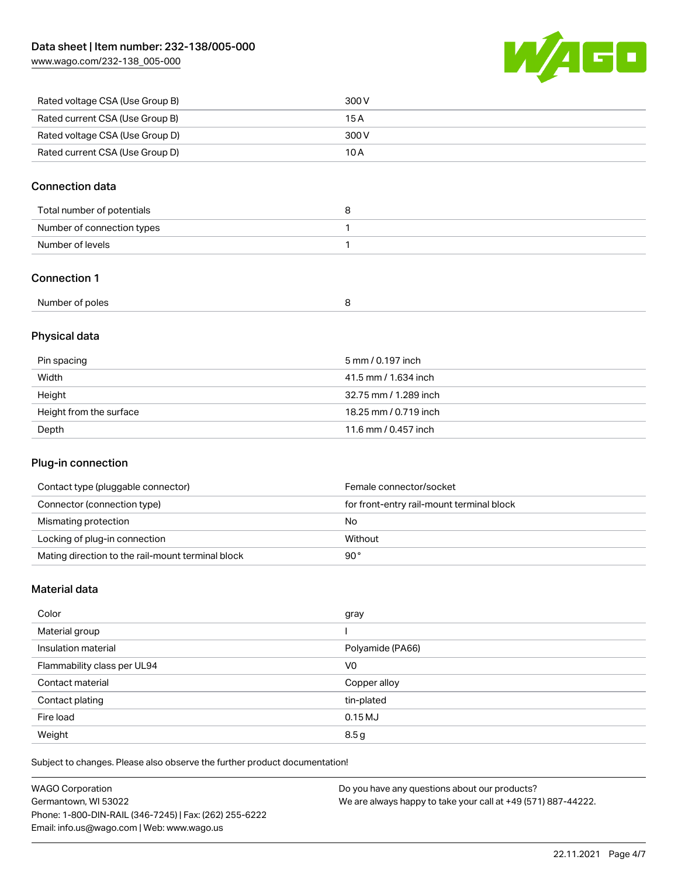| | |
|---|---|
| Rated voltage CSA (Use Group B) | 300 V |
| Rated current CSA (Use Group B) | 15 A |
| Rated voltage CSA (Use Group D) | 300 V |
| Rated current CSA (Use Group D) | 10 A |

## Connection data

| | |
|---|---|
| Total number of potentials | 8 |
| Number of connection types | 1 |
| Number of levels | 1 |

## Connection 1

| | |
|---|---|
| Number of poles | 8 |

## Physical data

| | |
|---|---|
| Pin spacing | 5 mm / 0.197 inch |
| Width | 41.5 mm / 1.634 inch |
| Height | 32.75 mm / 1.289 inch |
| Height from the surface | 18.25 mm / 0.719 inch |
| Depth | 11.6 mm / 0.457 inch |

## Plug-in connection

| | |
|---|---|
| Contact type (pluggable connector) | Female connector/socket |
| Connector (connection type) | for front-entry rail-mount terminal block |
| Mismating protection | No |
| Locking of plug-in connection | Without |
| Mating direction to the rail-mount terminal block | 90 ° |

## Material data

| | |
|---|---|
| Color | gray |
| Material group | I |
| Insulation material | Polyamide (PA66) |
| Flammability class per UL94 | V0 |
| Contact material | Copper alloy |
| Contact plating | tin-plated |
| Fire load | 0.15 MJ |
| Weight | 8.5 g |

Subject to changes. Please also observe the further product documentation!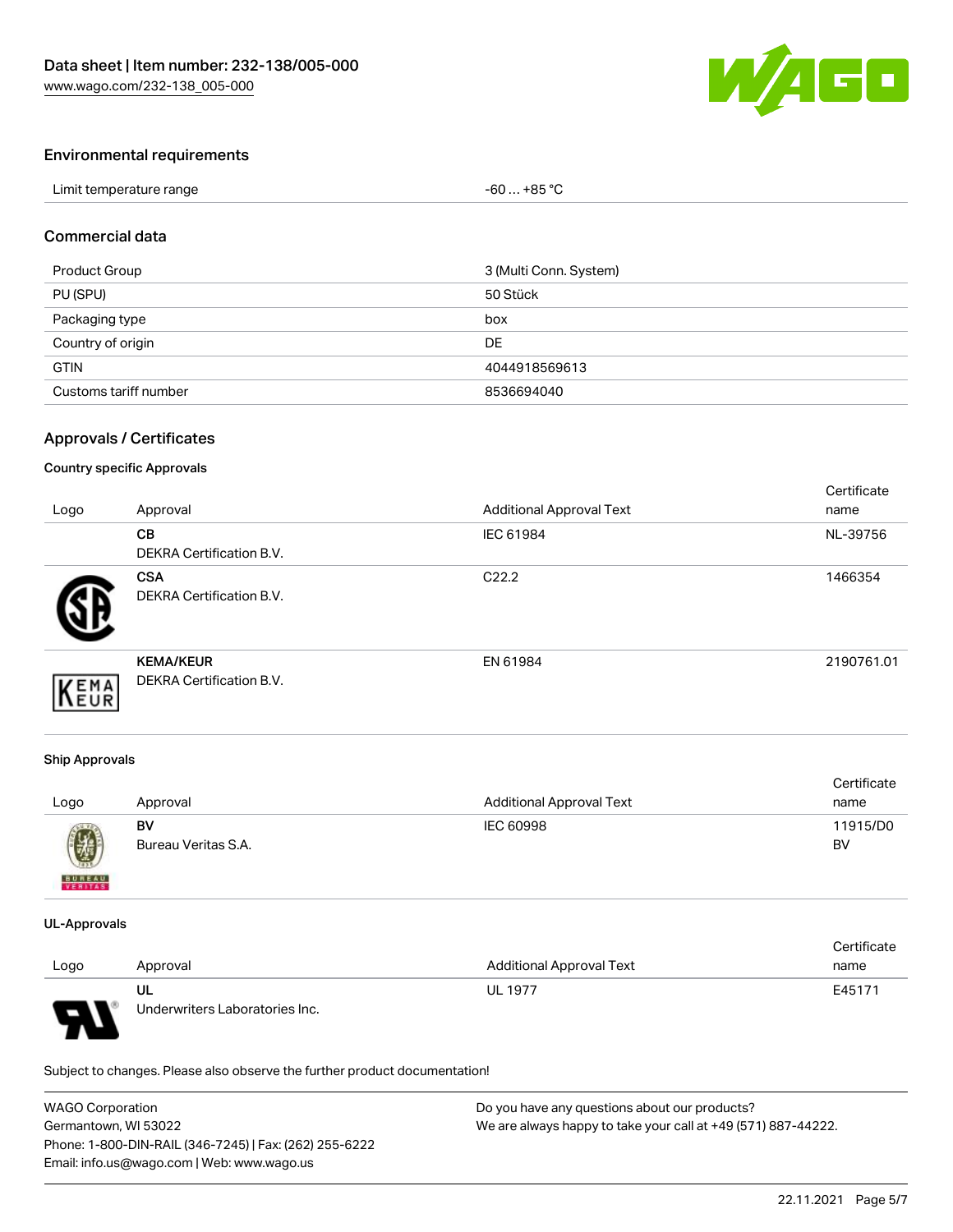## Environmental requirements

| Limit temperature range | -60 … +85 °C |
|---|---|

## Commercial data

| Product Group | 3 (Multi Conn. System) |
|---|---|
| PU (SPU) | 50 Stück |
| Packaging type | box |
| Country of origin | DE |
| GTIN | 4044918569613 |
| Customs tariff number | 8536694040 |

## Approvals / Certificates

### Country specific Approvals

| Logo | Approval | Additional Approval Text | Certificate name |
|---|---|---|---|
| | **CB**<br>DEKRA Certification B.V. | IEC 61984 | NL-39756 |
| | **CSA**<br>DEKRA Certification B.V. | C22.2 | 1466354 |
| | **KEMA/KEUR**<br>DEKRA Certification B.V. | EN 61984 | 2190761.01 |

### Ship Approvals

| Logo | Approval | Additional Approval Text | Certificate name |
|---|---|---|---|
| | **BV**<br>Bureau Veritas S.A. | IEC 60998 | 11915/D0 BV |

### UL-Approvals

| Logo | Approval | Additional Approval Text | Certificate name |
|---|---|---|---|
| | **UL**<br>Underwriters Laboratories Inc. | UL 1977 | E45171 |

Subject to changes. Please also observe the further product documentation!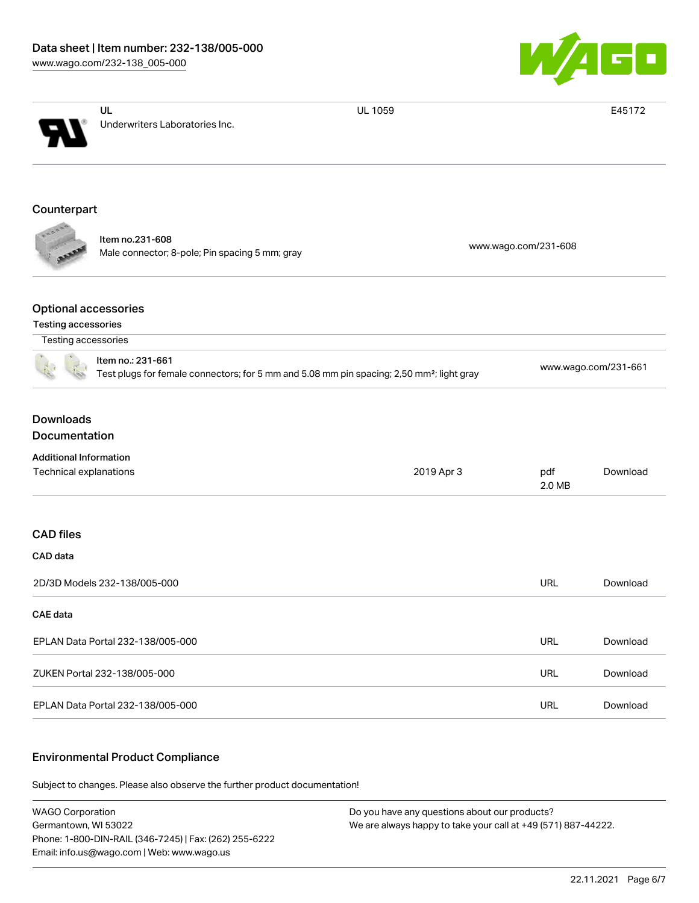| UL Underwriters Laboratories Inc. | UL 1059 | E45172 |
| --- | --- | --- |

## Counterpart

| Item no.231-608 Male connector; 8-pole; Pin spacing 5 mm; gray | www.wago.com/231-608 |
| --- | --- |

## Optional accessories

### Testing accessories

Testing accessories

| Item no.: 231-661 Test plugs for female connectors; for 5 mm and 5.08 mm pin spacing; 2,50 mm²; light gray | www.wago.com/231-661 |
| --- | --- |

## Downloads

## Documentation

### Additional Information

| Technical explanations | 2019 Apr 3 | pdf 2.0 MB | Download |
| --- | --- | --- | --- |

## CAD files

### CAD data

| 2D/3D Models 232-138/005-000 | URL | Download |
| --- | --- | --- |

### CAE data

| EPLAN Data Portal 232-138/005-000 | URL | Download |
| --- | --- | --- |
| ZUKEN Portal 232-138/005-000 | URL | Download |
| EPLAN Data Portal 232-138/005-000 | URL | Download |

## Environmental Product Compliance

Subject to changes. Please also observe the further product documentation!

WAGO Corporation
Germantown, WI 53022
Phone: 1-800-DIN-RAIL (346-7245) | Fax: (262) 255-6222
Email: info.us@wago.com | Web: www.wago.us

Do you have any questions about our products?
We are always happy to take your call at +49 (571) 887-44222.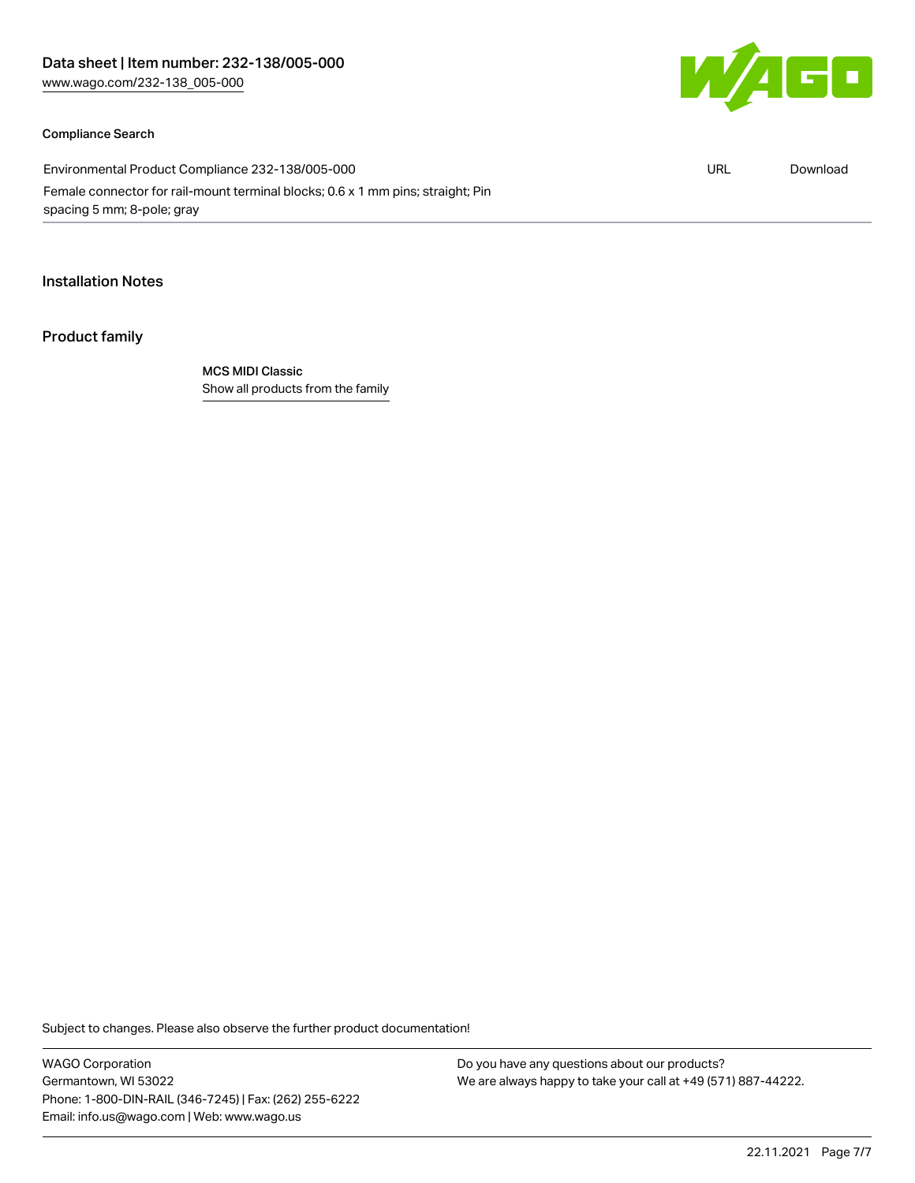Data sheet | Item number: 232-138/005-000
www.wago.com/232-138_005-000

### Compliance Search

| | | |
|---|---|---|
| Environmental Product Compliance 232-138/005-000<br>Female connector for rail-mount terminal blocks; 0.6 x 1 mm pins; straight; Pin spacing 5 mm; 8-pole; gray | URL | Download |

## Installation Notes

## Product family

**MCS MIDI Classic**
Show all products from the family

Subject to changes. Please also observe the further product documentation!

WAGO Corporation
Germantown, WI 53022
Phone: 1-800-DIN-RAIL (346-7245) | Fax: (262) 255-6222
Email: info.us@wago.com | Web: www.wago.us

Do you have any questions about our products?
We are always happy to take your call at +49 (571) 887-44222.

22.11.2021